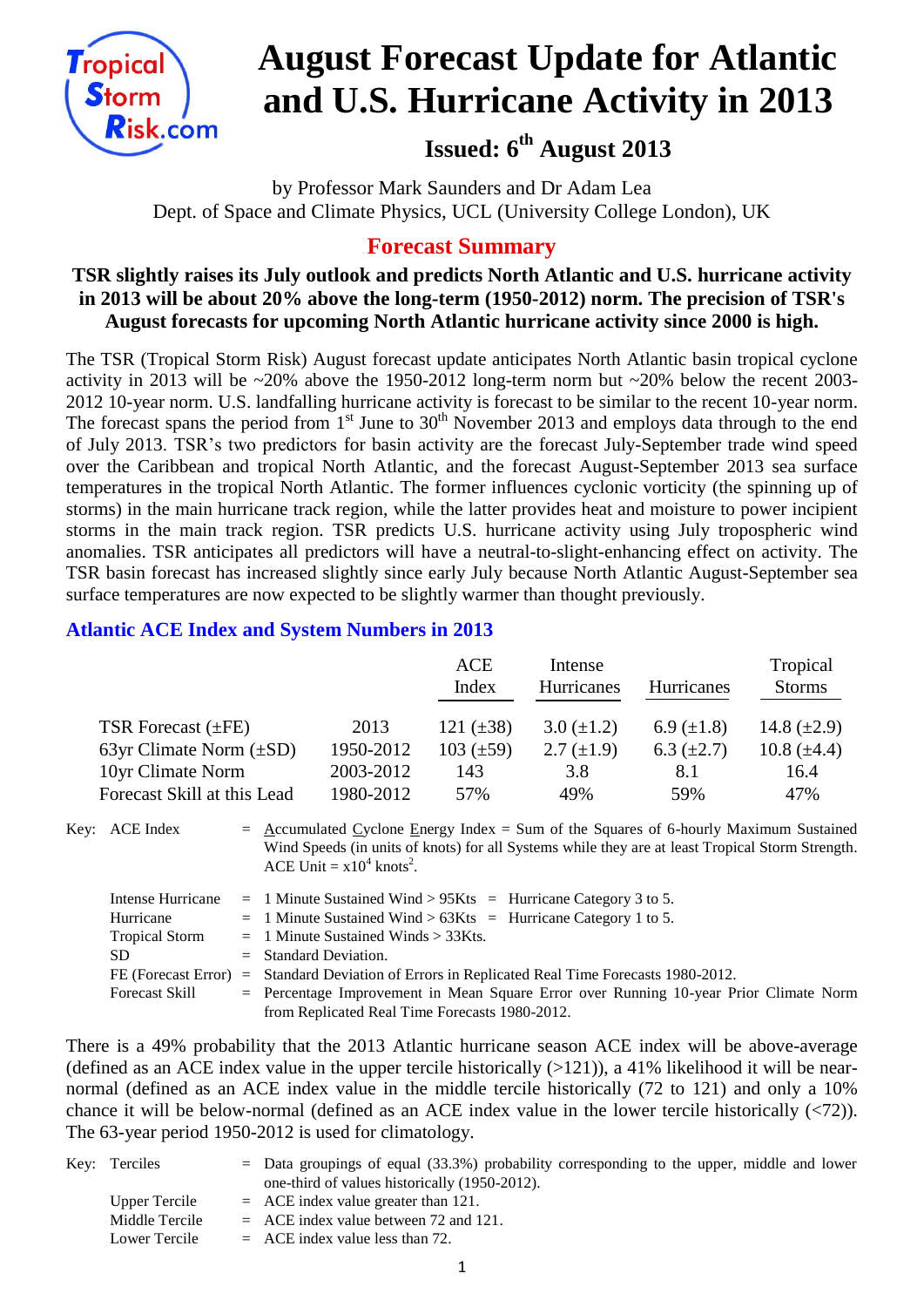# August Forecast Update for Atlantic and U.S. Hurricane Activity in 2013

## Issued: 6th August 2013

by Professor Mark Saunders and Dr Adam Lea
Dept. of Space and Climate Physics, UCL (University College London), UK

## Forecast Summary

**TSR slightly raises its July outlook and predicts North Atlantic and U.S. hurricane activity in 2013 will be about 20% above the long-term (1950-2012) norm. The precision of TSR's August forecasts for upcoming North Atlantic hurricane activity since 2000 is high.**

The TSR (Tropical Storm Risk) August forecast update anticipates North Atlantic basin tropical cyclone activity in 2013 will be ~20% above the 1950-2012 long-term norm but ~20% below the recent 2003-2012 10-year norm. U.S. landfalling hurricane activity is forecast to be similar to the recent 10-year norm. The forecast spans the period from 1st June to 30th November 2013 and employs data through to the end of July 2013. TSR's two predictors for basin activity are the forecast July-September trade wind speed over the Caribbean and tropical North Atlantic, and the forecast August-September 2013 sea surface temperatures in the tropical North Atlantic. The former influences cyclonic vorticity (the spinning up of storms) in the main hurricane track region, while the latter provides heat and moisture to power incipient storms in the main track region. TSR predicts U.S. hurricane activity using July tropospheric wind anomalies. TSR anticipates all predictors will have a neutral-to-slight-enhancing effect on activity. The TSR basin forecast has increased slightly since early July because North Atlantic August-September sea surface temperatures are now expected to be slightly warmer than thought previously.

### Atlantic ACE Index and System Numbers in 2013

| | | ACE Index | Intense Hurricanes | Hurricanes | Tropical Storms |
|---|---|---|---|---|---|
| TSR Forecast (±FE) | 2013 | 121 (±38) | 3.0 (±1.2) | 6.9 (±1.8) | 14.8 (±2.9) |
| 63yr Climate Norm (±SD) | 1950-2012 | 103 (±59) | 2.7 (±1.9) | 6.3 (±2.7) | 10.8 (±4.4) |
| 10yr Climate Norm | 2003-2012 | 143 | 3.8 | 8.1 | 16.4 |
| Forecast Skill at this Lead | 1980-2012 | 57% | 49% | 59% | 47% |

Key:
- ACE Index = Accumulated Cyclone Energy Index = Sum of the Squares of 6-hourly Maximum Sustained Wind Speeds (in units of knots) for all Systems while they are at least Tropical Storm Strength. ACE Unit = $x10^4$ knots$^2$.
- Intense Hurricane = 1 Minute Sustained Wind > 95Kts = Hurricane Category 3 to 5.
- Hurricane = 1 Minute Sustained Wind > 63Kts = Hurricane Category 1 to 5.
- Tropical Storm = 1 Minute Sustained Winds > 33Kts.
- SD = Standard Deviation.
- FE (Forecast Error) = Standard Deviation of Errors in Replicated Real Time Forecasts 1980-2012.
- Forecast Skill = Percentage Improvement in Mean Square Error over Running 10-year Prior Climate Norm from Replicated Real Time Forecasts 1980-2012.

There is a 49% probability that the 2013 Atlantic hurricane season ACE index will be above-average (defined as an ACE index value in the upper tercile historically (>121)), a 41% likelihood it will be near-normal (defined as an ACE index value in the middle tercile historically (72 to 121) and only a 10% chance it will be below-normal (defined as an ACE index value in the lower tercile historically (<72)). The 63-year period 1950-2012 is used for climatology.

Key:
- Terciles = Data groupings of equal (33.3%) probability corresponding to the upper, middle and lower one-third of values historically (1950-2012).
- Upper Tercile = ACE index value greater than 121.
- Middle Tercile = ACE index value between 72 and 121.
- Lower Tercile = ACE index value less than 72.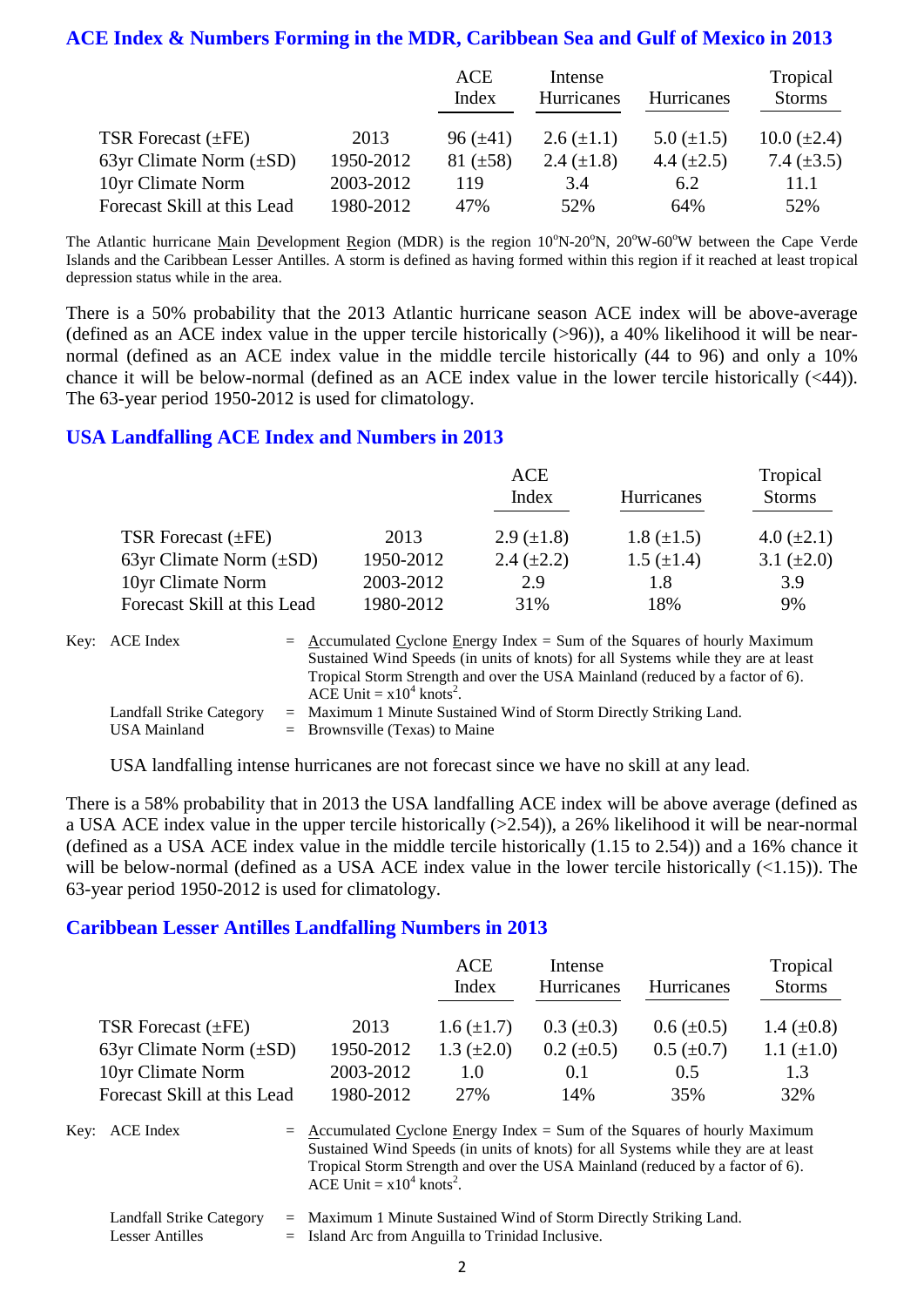### ACE Index & Numbers Forming in the MDR, Caribbean Sea and Gulf of Mexico in 2013

| | | ACE Index | Intense Hurricanes | Hurricanes | Tropical Storms |
|---|---|---|---|---|---|
| TSR Forecast (±FE) | 2013 | 96 (±41) | 2.6 (±1.1) | 5.0 (±1.5) | 10.0 (±2.4) |
| 63yr Climate Norm (±SD) | 1950-2012 | 81 (±58) | 2.4 (±1.8) | 4.4 (±2.5) | 7.4 (±3.5) |
| 10yr Climate Norm | 2003-2012 | 119 | 3.4 | 6.2 | 11.1 |
| Forecast Skill at this Lead | 1980-2012 | 47% | 52% | 64% | 52% |

The Atlantic hurricane Main Development Region (MDR) is the region 10°N-20°N, 20°W-60°W between the Cape Verde Islands and the Caribbean Lesser Antilles. A storm is defined as having formed within this region if it reached at least tropical depression status while in the area.

There is a 50% probability that the 2013 Atlantic hurricane season ACE index will be above-average (defined as an ACE index value in the upper tercile historically (>96)), a 40% likelihood it will be near-normal (defined as an ACE index value in the middle tercile historically (44 to 96) and only a 10% chance it will be below-normal (defined as an ACE index value in the lower tercile historically (<44)). The 63-year period 1950-2012 is used for climatology.

### USA Landfalling ACE Index and Numbers in 2013

| | | ACE Index | Hurricanes | Tropical Storms |
|---|---|---|---|---|
| TSR Forecast (±FE) | 2013 | 2.9 (±1.8) | 1.8 (±1.5) | 4.0 (±2.1) |
| 63yr Climate Norm (±SD) | 1950-2012 | 2.4 (±2.2) | 1.5 (±1.4) | 3.1 (±2.0) |
| 10yr Climate Norm | 2003-2012 | 2.9 | 1.8 | 3.9 |
| Forecast Skill at this Lead | 1980-2012 | 31% | 18% | 9% |

Key: ACE Index = Accumulated Cyclone Energy Index = Sum of the Squares of hourly Maximum Sustained Wind Speeds (in units of knots) for all Systems while they are at least Tropical Storm Strength and over the USA Mainland (reduced by a factor of 6). ACE Unit = $x10^4$ knots$^2$.

Landfall Strike Category = Maximum 1 Minute Sustained Wind of Storm Directly Striking Land.

USA Mainland = Brownsville (Texas) to Maine

USA landfalling intense hurricanes are not forecast since we have no skill at any lead.

There is a 58% probability that in 2013 the USA landfalling ACE index will be above average (defined as a USA ACE index value in the upper tercile historically (>2.54)), a 26% likelihood it will be near-normal (defined as a USA ACE index value in the middle tercile historically (1.15 to 2.54)) and a 16% chance it will be below-normal (defined as a USA ACE index value in the lower tercile historically (<1.15)). The 63-year period 1950-2012 is used for climatology.

### Caribbean Lesser Antilles Landfalling Numbers in 2013

| | | ACE Index | Intense Hurricanes | Hurricanes | Tropical Storms |
|---|---|---|---|---|---|
| TSR Forecast (±FE) | 2013 | 1.6 (±1.7) | 0.3 (±0.3) | 0.6 (±0.5) | 1.4 (±0.8) |
| 63yr Climate Norm (±SD) | 1950-2012 | 1.3 (±2.0) | 0.2 (±0.5) | 0.5 (±0.7) | 1.1 (±1.0) |
| 10yr Climate Norm | 2003-2012 | 1.0 | 0.1 | 0.5 | 1.3 |
| Forecast Skill at this Lead | 1980-2012 | 27% | 14% | 35% | 32% |

Key: ACE Index = Accumulated Cyclone Energy Index = Sum of the Squares of hourly Maximum Sustained Wind Speeds (in units of knots) for all Systems while they are at least Tropical Storm Strength and over the USA Mainland (reduced by a factor of 6). ACE Unit = $x10^4$ knots$^2$.

Landfall Strike Category = Maximum 1 Minute Sustained Wind of Storm Directly Striking Land.

Lesser Antilles = Island Arc from Anguilla to Trinidad Inclusive.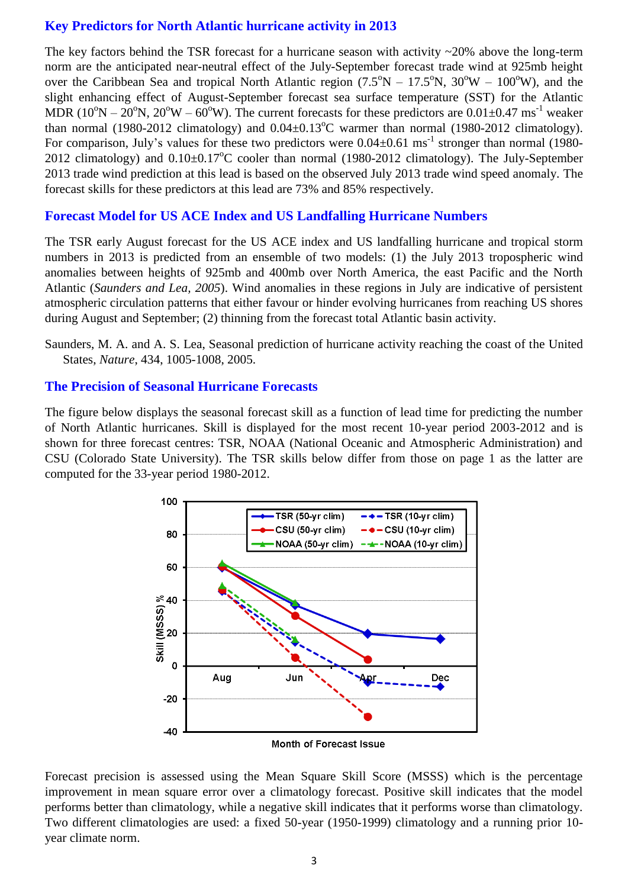## Key Predictors for North Atlantic hurricane activity in 2013

The key factors behind the TSR forecast for a hurricane season with activity ~20% above the long-term norm are the anticipated near-neutral effect of the July-September forecast trade wind at 925mb height over the Caribbean Sea and tropical North Atlantic region (7.5°N – 17.5°N, 30°W – 100°W), and the slight enhancing effect of August-September forecast sea surface temperature (SST) for the Atlantic MDR (10°N – 20°N, 20°W – 60°W). The current forecasts for these predictors are 0.01±0.47 $ms^{-1}$ weaker than normal (1980-2012 climatology) and 0.04±0.13°C warmer than normal (1980-2012 climatology). For comparison, July's values for these two predictors were 0.04±0.61 $ms^{-1}$ stronger than normal (1980-2012 climatology) and 0.10±0.17°C cooler than normal (1980-2012 climatology). The July-September 2013 trade wind prediction at this lead is based on the observed July 2013 trade wind speed anomaly. The forecast skills for these predictors at this lead are 73% and 85% respectively.

## Forecast Model for US ACE Index and US Landfalling Hurricane Numbers

The TSR early August forecast for the US ACE index and US landfalling hurricane and tropical storm numbers in 2013 is predicted from an ensemble of two models: (1) the July 2013 tropospheric wind anomalies between heights of 925mb and 400mb over North America, the east Pacific and the North Atlantic (*Saunders and Lea, 2005*). Wind anomalies in these regions in July are indicative of persistent atmospheric circulation patterns that either favour or hinder evolving hurricanes from reaching US shores during August and September; (2) thinning from the forecast total Atlantic basin activity.

Saunders, M. A. and A. S. Lea, Seasonal prediction of hurricane activity reaching the coast of the United States, *Nature*, 434, 1005-1008, 2005.

## The Precision of Seasonal Hurricane Forecasts

The figure below displays the seasonal forecast skill as a function of lead time for predicting the number of North Atlantic hurricanes. Skill is displayed for the most recent 10-year period 2003-2012 and is shown for three forecast centres: TSR, NOAA (National Oceanic and Atmospheric Administration) and CSU (Colorado State University). The TSR skills below differ from those on page 1 as the latter are computed for the 33-year period 1980-2012.

Forecast precision is assessed using the Mean Square Skill Score (MSSS) which is the percentage improvement in mean square error over a climatology forecast. Positive skill indicates that the model performs better than climatology, while a negative skill indicates that it performs worse than climatology. Two different climatologies are used: a fixed 50-year (1950-1999) climatology and a running prior 10-year climate norm.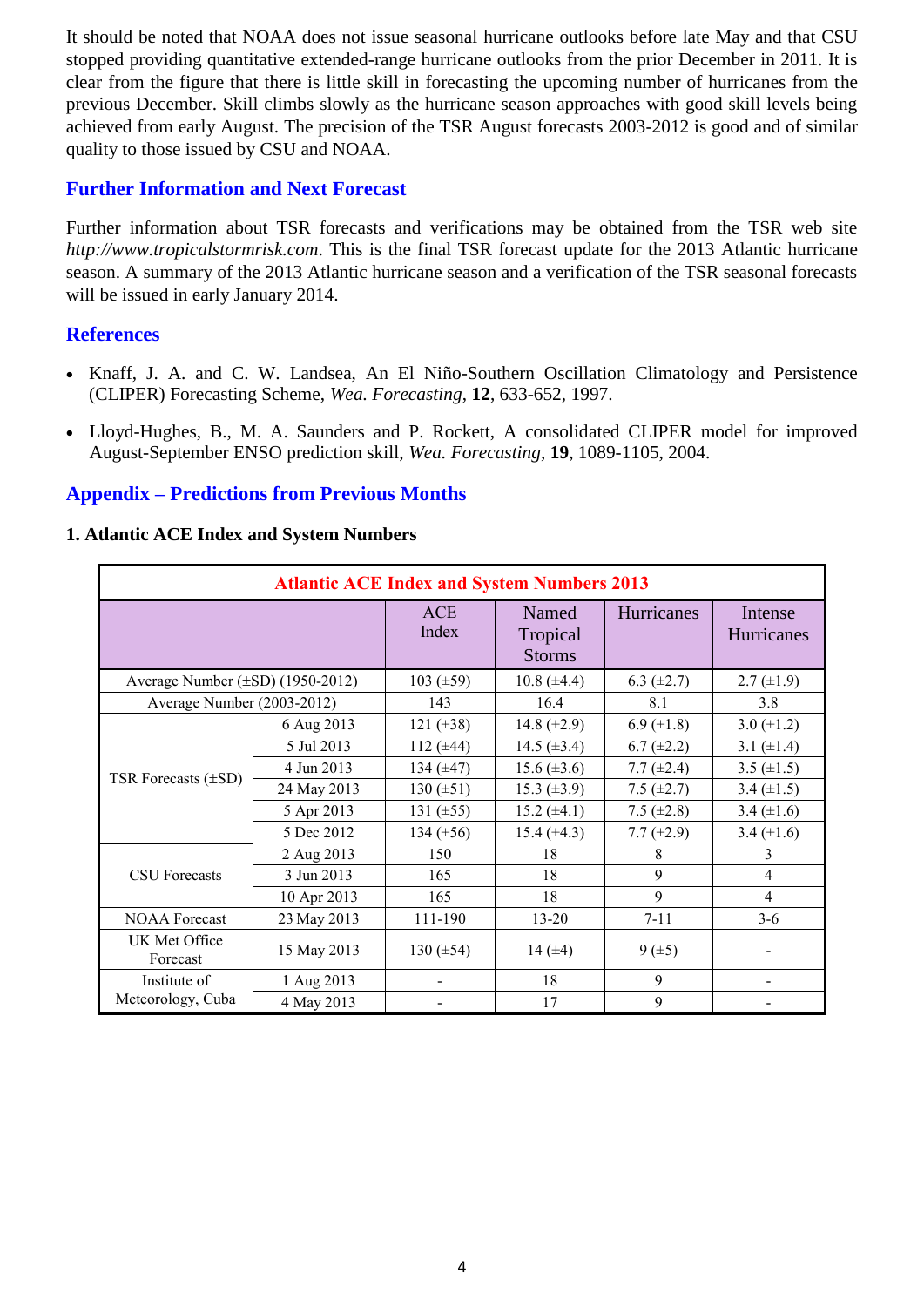It should be noted that NOAA does not issue seasonal hurricane outlooks before late May and that CSU stopped providing quantitative extended-range hurricane outlooks from the prior December in 2011. It is clear from the figure that there is little skill in forecasting the upcoming number of hurricanes from the previous December. Skill climbs slowly as the hurricane season approaches with good skill levels being achieved from early August. The precision of the TSR August forecasts 2003-2012 is good and of similar quality to those issued by CSU and NOAA.

## Further Information and Next Forecast

Further information about TSR forecasts and verifications may be obtained from the TSR web site *http://www.tropicalstormrisk.com*. This is the final TSR forecast update for the 2013 Atlantic hurricane season. A summary of the 2013 Atlantic hurricane season and a verification of the TSR seasonal forecasts will be issued in early January 2014.

## References

- Knaff, J. A. and C. W. Landsea, An El Niño-Southern Oscillation Climatology and Persistence (CLIPER) Forecasting Scheme, *Wea. Forecasting*, **12**, 633-652, 1997.
- Lloyd-Hughes, B., M. A. Saunders and P. Rockett, A consolidated CLIPER model for improved August-September ENSO prediction skill, *Wea. Forecasting*, **19**, 1089-1105, 2004.

## Appendix – Predictions from Previous Months

### 1. Atlantic ACE Index and System Numbers

**Atlantic ACE Index and System Numbers 2013**

| | | ACE Index | Named Tropical Storms | Hurricanes | Intense Hurricanes |
|---|---|---|---|---|---|
| Average Number (±SD) (1950-2012) | | 103 (±59) | 10.8 (±4.4) | 6.3 (±2.7) | 2.7 (±1.9) |
| Average Number (2003-2012) | | 143 | 16.4 | 8.1 | 3.8 |
| TSR Forecasts (±SD) | 6 Aug 2013 | 121 (±38) | 14.8 (±2.9) | 6.9 (±1.8) | 3.0 (±1.2) |
| | 5 Jul 2013 | 112 (±44) | 14.5 (±3.4) | 6.7 (±2.2) | 3.1 (±1.4) |
| | 4 Jun 2013 | 134 (±47) | 15.6 (±3.6) | 7.7 (±2.4) | 3.5 (±1.5) |
| | 24 May 2013 | 130 (±51) | 15.3 (±3.9) | 7.5 (±2.7) | 3.4 (±1.5) |
| | 5 Apr 2013 | 131 (±55) | 15.2 (±4.1) | 7.5 (±2.8) | 3.4 (±1.6) |
| | 5 Dec 2012 | 134 (±56) | 15.4 (±4.3) | 7.7 (±2.9) | 3.4 (±1.6) |
| CSU Forecasts | 2 Aug 2013 | 150 | 18 | 8 | 3 |
| | 3 Jun 2013 | 165 | 18 | 9 | 4 |
| | 10 Apr 2013 | 165 | 18 | 9 | 4 |
| NOAA Forecast | 23 May 2013 | 111-190 | 13-20 | 7-11 | 3-6 |
| UK Met Office Forecast | 15 May 2013 | 130 (±54) | 14 (±4) | 9 (±5) | - |
| Institute of Meteorology, Cuba | 1 Aug 2013 | - | 18 | 9 | - |
| | 4 May 2013 | - | 17 | 9 | - |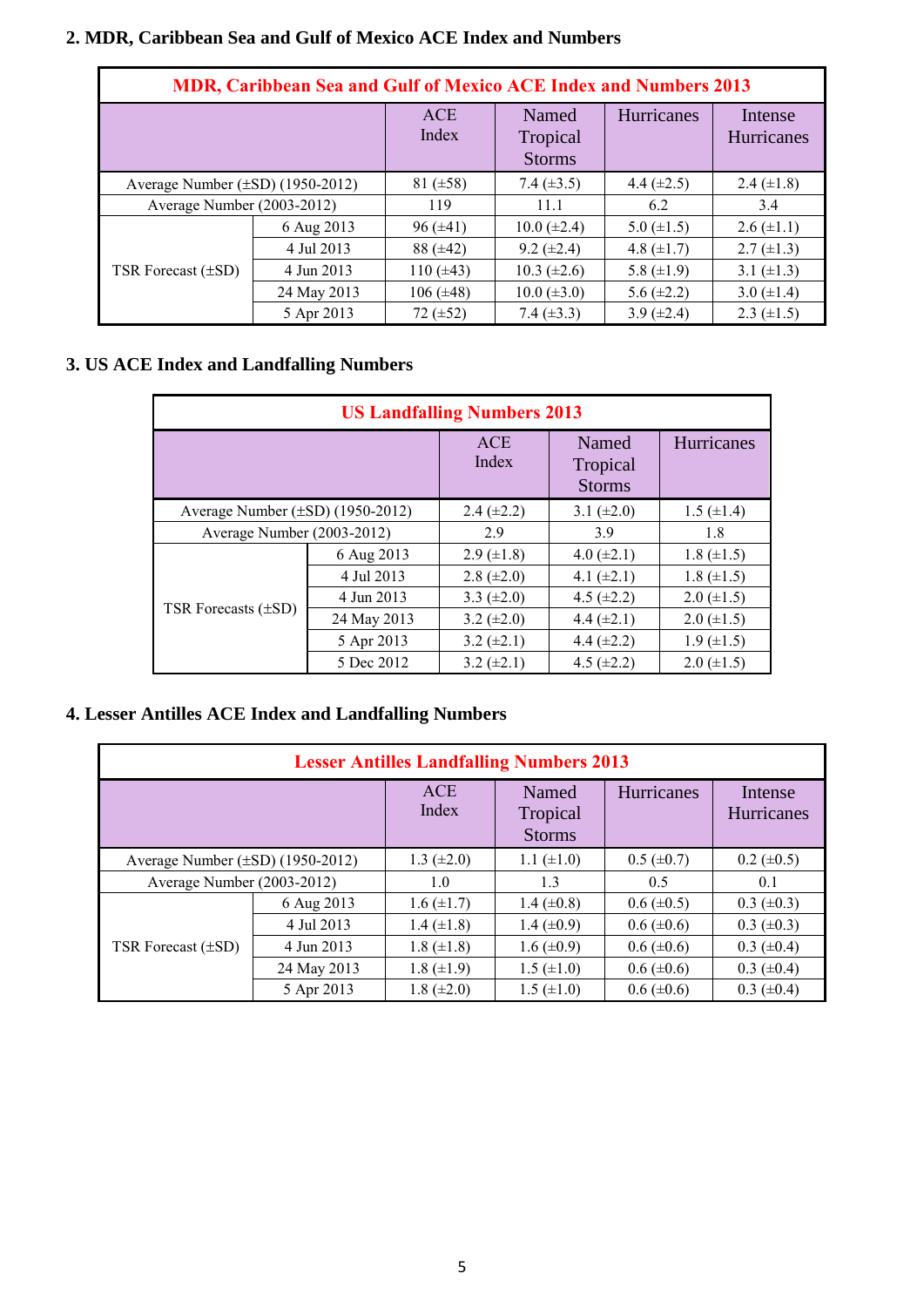## 2. MDR, Caribbean Sea and Gulf of Mexico ACE Index and Numbers

| MDR, Caribbean Sea and Gulf of Mexico ACE Index and Numbers 2013 | | | | | |
|---|---|---|---|---|---|
| | | ACE Index | Named Tropical Storms | Hurricanes | Intense Hurricanes |
| Average Number (±SD) (1950-2012) | | 81 (±58) | 7.4 (±3.5) | 4.4 (±2.5) | 2.4 (±1.8) |
| Average Number (2003-2012) | | 119 | 11.1 | 6.2 | 3.4 |
| TSR Forecast (±SD) | 6 Aug 2013 | 96 (±41) | 10.0 (±2.4) | 5.0 (±1.5) | 2.6 (±1.1) |
| | 4 Jul 2013 | 88 (±42) | 9.2 (±2.4) | 4.8 (±1.7) | 2.7 (±1.3) |
| | 4 Jun 2013 | 110 (±43) | 10.3 (±2.6) | 5.8 (±1.9) | 3.1 (±1.3) |
| | 24 May 2013 | 106 (±48) | 10.0 (±3.0) | 5.6 (±2.2) | 3.0 (±1.4) |
| | 5 Apr 2013 | 72 (±52) | 7.4 (±3.3) | 3.9 (±2.4) | 2.3 (±1.5) |

## 3. US ACE Index and Landfalling Numbers

| US Landfalling Numbers 2013 | | | | |
|---|---|---|---|---|
| | | ACE Index | Named Tropical Storms | Hurricanes |
| Average Number (±SD) (1950-2012) | | 2.4 (±2.2) | 3.1 (±2.0) | 1.5 (±1.4) |
| Average Number (2003-2012) | | 2.9 | 3.9 | 1.8 |
| TSR Forecasts (±SD) | 6 Aug 2013 | 2.9 (±1.8) | 4.0 (±2.1) | 1.8 (±1.5) |
| | 4 Jul 2013 | 2.8 (±2.0) | 4.1 (±2.1) | 1.8 (±1.5) |
| | 4 Jun 2013 | 3.3 (±2.0) | 4.5 (±2.2) | 2.0 (±1.5) |
| | 24 May 2013 | 3.2 (±2.0) | 4.4 (±2.1) | 2.0 (±1.5) |
| | 5 Apr 2013 | 3.2 (±2.1) | 4.4 (±2.2) | 1.9 (±1.5) |
| | 5 Dec 2012 | 3.2 (±2.1) | 4.5 (±2.2) | 2.0 (±1.5) |

## 4. Lesser Antilles ACE Index and Landfalling Numbers

| Lesser Antilles Landfalling Numbers 2013 | | | | | |
|---|---|---|---|---|---|
| | | ACE Index | Named Tropical Storms | Hurricanes | Intense Hurricanes |
| Average Number (±SD) (1950-2012) | | 1.3 (±2.0) | 1.1 (±1.0) | 0.5 (±0.7) | 0.2 (±0.5) |
| Average Number (2003-2012) | | 1.0 | 1.3 | 0.5 | 0.1 |
| TSR Forecast (±SD) | 6 Aug 2013 | 1.6 (±1.7) | 1.4 (±0.8) | 0.6 (±0.5) | 0.3 (±0.3) |
| | 4 Jul 2013 | 1.4 (±1.8) | 1.4 (±0.9) | 0.6 (±0.6) | 0.3 (±0.3) |
| | 4 Jun 2013 | 1.8 (±1.8) | 1.6 (±0.9) | 0.6 (±0.6) | 0.3 (±0.4) |
| | 24 May 2013 | 1.8 (±1.9) | 1.5 (±1.0) | 0.6 (±0.6) | 0.3 (±0.4) |
| | 5 Apr 2013 | 1.8 (±2.0) | 1.5 (±1.0) | 0.6 (±0.6) | 0.3 (±0.4) |